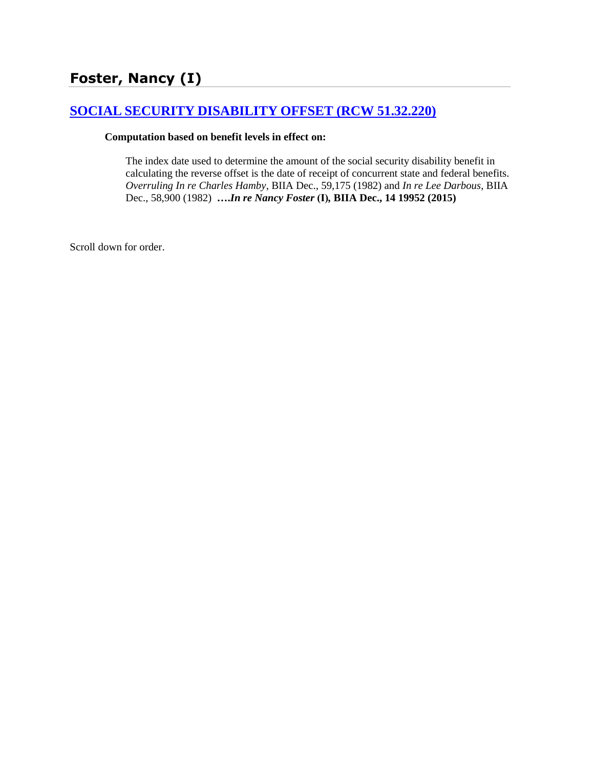# Foster, Nancy (I)

## [SOCIAL SECURITY DISABILITY OFFSET (RCW 51.32.220)]()

**Computation based on benefit levels in effect on:**

The index date used to determine the amount of the social security disability benefit in calculating the reverse offset is the date of receipt of concurrent state and federal benefits. *Overruling In re Charles Hamby*, BIIA Dec., 59,175 (1982) and *In re Lee Darbous*, BIIA Dec., 58,900 (1982) **….*In re Nancy Foster* (I), BIIA Dec., 14 19952 (2015)**

Scroll down for order.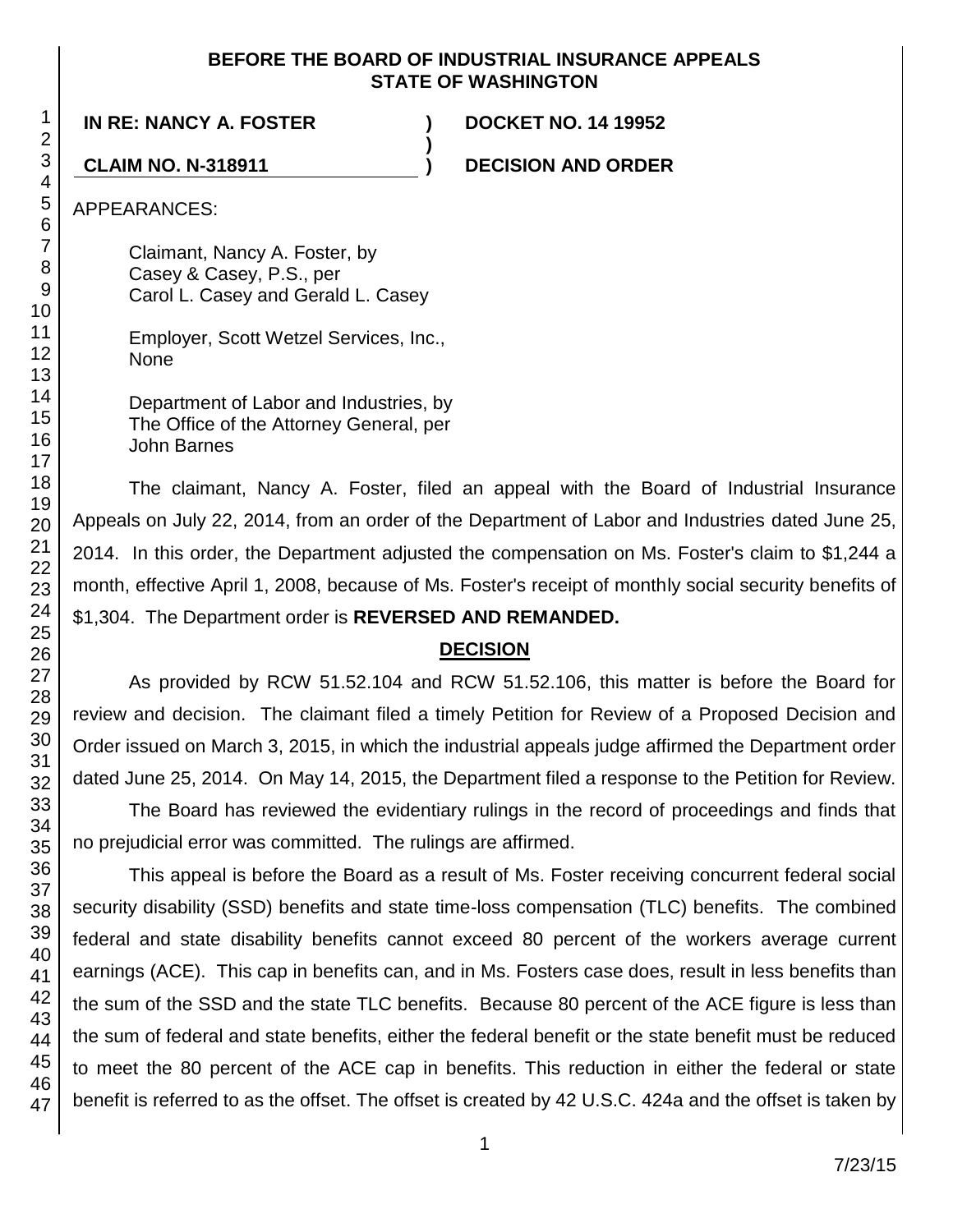**BEFORE THE BOARD OF INDUSTRIAL INSURANCE APPEALS**
**STATE OF WASHINGTON**

**IN RE: NANCY A. FOSTER** ) **DOCKET NO. 14 19952**
)
**CLAIM NO. N-318911** ) **DECISION AND ORDER**

APPEARANCES:

Claimant, Nancy A. Foster, by
Casey & Casey, P.S., per
Carol L. Casey and Gerald L. Casey

Employer, Scott Wetzel Services, Inc.,
None

Department of Labor and Industries, by
The Office of the Attorney General, per
John Barnes

The claimant, Nancy A. Foster, filed an appeal with the Board of Industrial Insurance Appeals on July 22, 2014, from an order of the Department of Labor and Industries dated June 25, 2014. In this order, the Department adjusted the compensation on Ms. Foster's claim to $1,244 a month, effective April 1, 2008, because of Ms. Foster's receipt of monthly social security benefits of $1,304. The Department order is **REVERSED AND REMANDED.**

## DECISION

As provided by RCW 51.52.104 and RCW 51.52.106, this matter is before the Board for review and decision. The claimant filed a timely Petition for Review of a Proposed Decision and Order issued on March 3, 2015, in which the industrial appeals judge affirmed the Department order dated June 25, 2014. On May 14, 2015, the Department filed a response to the Petition for Review.

The Board has reviewed the evidentiary rulings in the record of proceedings and finds that no prejudicial error was committed. The rulings are affirmed.

This appeal is before the Board as a result of Ms. Foster receiving concurrent federal social security disability (SSD) benefits and state time-loss compensation (TLC) benefits. The combined federal and state disability benefits cannot exceed 80 percent of the workers average current earnings (ACE). This cap in benefits can, and in Ms. Fosters case does, result in less benefits than the sum of the SSD and the state TLC benefits. Because 80 percent of the ACE figure is less than the sum of federal and state benefits, either the federal benefit or the state benefit must be reduced to meet the 80 percent of the ACE cap in benefits. This reduction in either the federal or state benefit is referred to as the offset. The offset is created by 42 U.S.C. 424a and the offset is taken by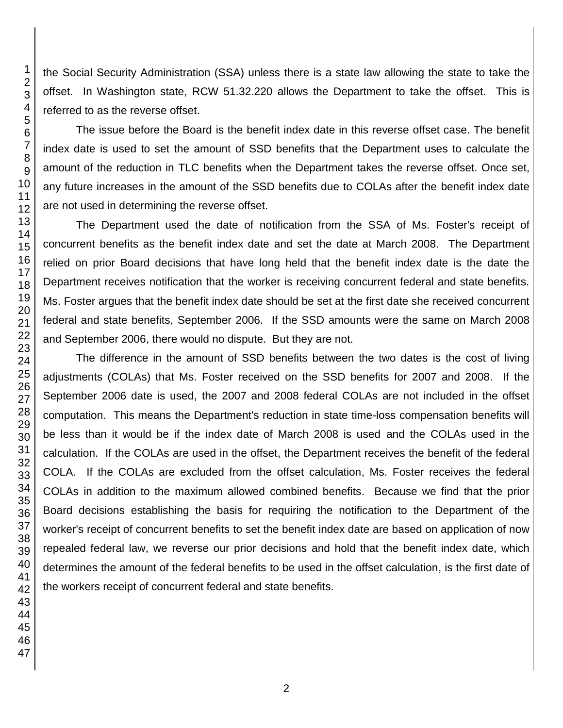the Social Security Administration (SSA) unless there is a state law allowing the state to take the offset. In Washington state, RCW 51.32.220 allows the Department to take the offset. This is referred to as the reverse offset.

The issue before the Board is the benefit index date in this reverse offset case. The benefit index date is used to set the amount of SSD benefits that the Department uses to calculate the amount of the reduction in TLC benefits when the Department takes the reverse offset. Once set, any future increases in the amount of the SSD benefits due to COLAs after the benefit index date are not used in determining the reverse offset.

The Department used the date of notification from the SSA of Ms. Foster's receipt of concurrent benefits as the benefit index date and set the date at March 2008. The Department relied on prior Board decisions that have long held that the benefit index date is the date the Department receives notification that the worker is receiving concurrent federal and state benefits. Ms. Foster argues that the benefit index date should be set at the first date she received concurrent federal and state benefits, September 2006. If the SSD amounts were the same on March 2008 and September 2006, there would no dispute. But they are not.

The difference in the amount of SSD benefits between the two dates is the cost of living adjustments (COLAs) that Ms. Foster received on the SSD benefits for 2007 and 2008. If the September 2006 date is used, the 2007 and 2008 federal COLAs are not included in the offset computation. This means the Department's reduction in state time-loss compensation benefits will be less than it would be if the index date of March 2008 is used and the COLAs used in the calculation. If the COLAs are used in the offset, the Department receives the benefit of the federal COLA. If the COLAs are excluded from the offset calculation, Ms. Foster receives the federal COLAs in addition to the maximum allowed combined benefits. Because we find that the prior Board decisions establishing the basis for requiring the notification to the Department of the worker's receipt of concurrent benefits to set the benefit index date are based on application of now repealed federal law, we reverse our prior decisions and hold that the benefit index date, which determines the amount of the federal benefits to be used in the offset calculation, is the first date of the workers receipt of concurrent federal and state benefits.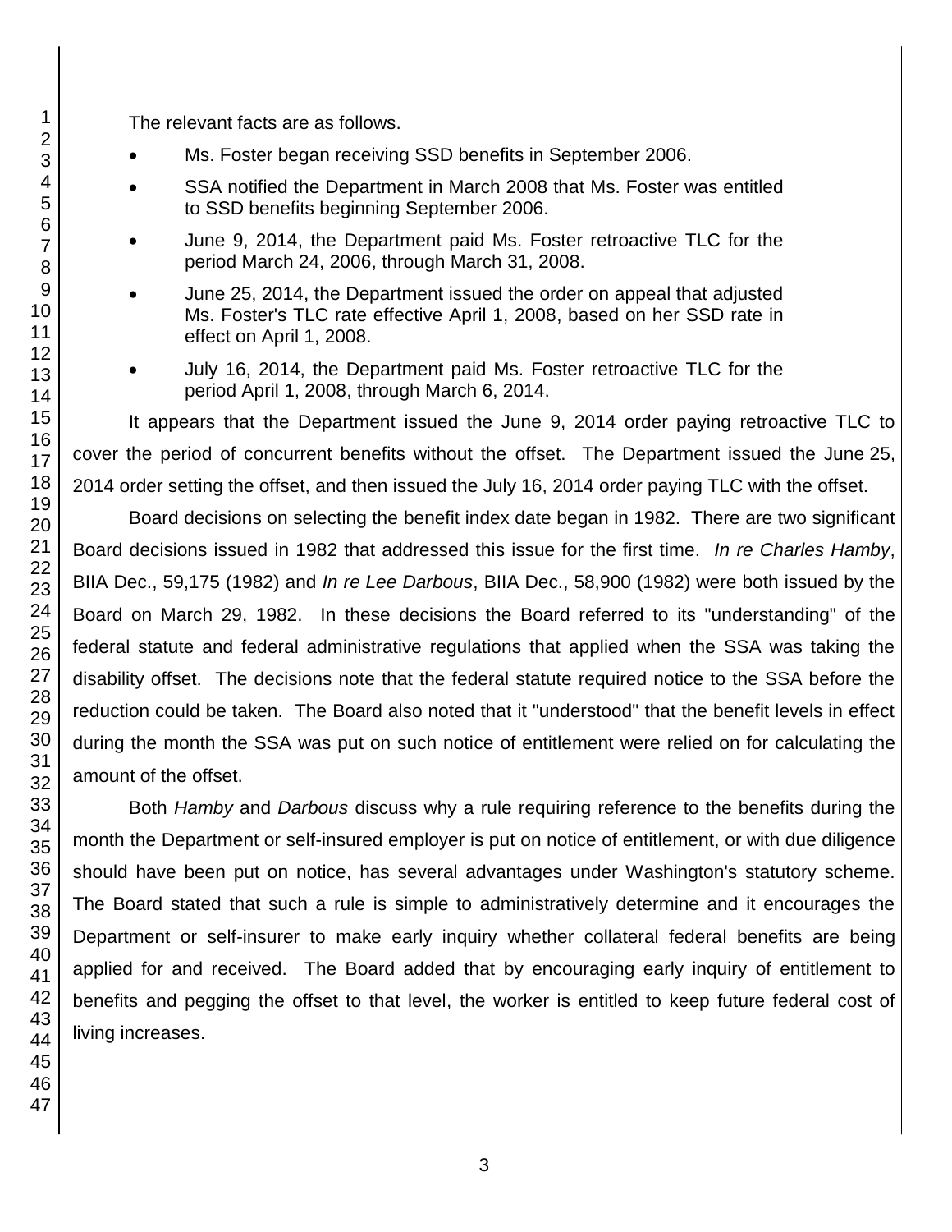The relevant facts are as follows.

- Ms. Foster began receiving SSD benefits in September 2006.
- SSA notified the Department in March 2008 that Ms. Foster was entitled to SSD benefits beginning September 2006.
- June 9, 2014, the Department paid Ms. Foster retroactive TLC for the period March 24, 2006, through March 31, 2008.
- June 25, 2014, the Department issued the order on appeal that adjusted Ms. Foster's TLC rate effective April 1, 2008, based on her SSD rate in effect on April 1, 2008.
- July 16, 2014, the Department paid Ms. Foster retroactive TLC for the period April 1, 2008, through March 6, 2014.

It appears that the Department issued the June 9, 2014 order paying retroactive TLC to cover the period of concurrent benefits without the offset. The Department issued the June 25, 2014 order setting the offset, and then issued the July 16, 2014 order paying TLC with the offset.

Board decisions on selecting the benefit index date began in 1982. There are two significant Board decisions issued in 1982 that addressed this issue for the first time. *In re Charles Hamby*, BIIA Dec., 59,175 (1982) and *In re Lee Darbous*, BIIA Dec., 58,900 (1982) were both issued by the Board on March 29, 1982. In these decisions the Board referred to its "understanding" of the federal statute and federal administrative regulations that applied when the SSA was taking the disability offset. The decisions note that the federal statute required notice to the SSA before the reduction could be taken. The Board also noted that it "understood" that the benefit levels in effect during the month the SSA was put on such notice of entitlement were relied on for calculating the amount of the offset.

Both *Hamby* and *Darbous* discuss why a rule requiring reference to the benefits during the month the Department or self-insured employer is put on notice of entitlement, or with due diligence should have been put on notice, has several advantages under Washington's statutory scheme. The Board stated that such a rule is simple to administratively determine and it encourages the Department or self-insurer to make early inquiry whether collateral federal benefits are being applied for and received. The Board added that by encouraging early inquiry of entitlement to benefits and pegging the offset to that level, the worker is entitled to keep future federal cost of living increases.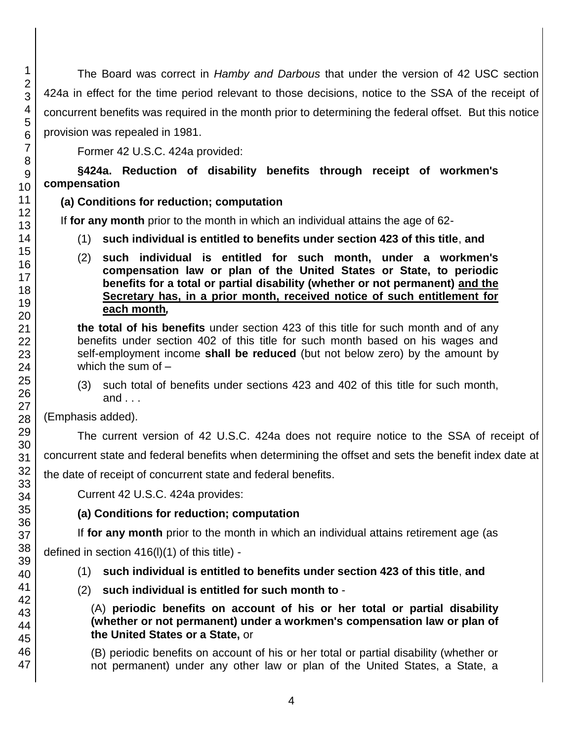The Board was correct in *Hamby and Darbous* that under the version of 42 USC section 424a in effect for the time period relevant to those decisions, notice to the SSA of the receipt of concurrent benefits was required in the month prior to determining the federal offset. But this notice provision was repealed in 1981.

Former 42 U.S.C. 424a provided:

> **§424a. Reduction of disability benefits through receipt of workmen's compensation**
>
> **(a) Conditions for reduction; computation**
>
> If **for any month** prior to the month in which an individual attains the age of 62-
>
> (1) **such individual is entitled to benefits under section 423 of this title**, **and**
>
> (2) **such individual is entitled for such month, under a workmen's compensation law or plan of the United States or State, to periodic benefits for a total or partial disability (whether or not permanent) <u>and the Secretary has, in a prior month, received notice of such entitlement for each month</u>*,***
>
> **the total of his benefits** under section 423 of this title for such month and of any benefits under section 402 of this title for such month based on his wages and self-employment income **shall be reduced** (but not below zero) by the amount by which the sum of –
>
> (3) such total of benefits under sections 423 and 402 of this title for such month, and . . .

(Emphasis added).

The current version of 42 U.S.C. 424a does not require notice to the SSA of receipt of concurrent state and federal benefits when determining the offset and sets the benefit index date at the date of receipt of concurrent state and federal benefits.

Current 42 U.S.C. 424a provides:

> **(a) Conditions for reduction; computation**
>
> If **for any month** prior to the month in which an individual attains retirement age (as defined in section 416(l)(1) of this title) -
>
> (1) **such individual is entitled to benefits under section 423 of this title**, **and**
>
> (2) **such individual is entitled for such month to** -
>
> (A) **periodic benefits on account of his or her total or partial disability (whether or not permanent) under a workmen's compensation law or plan of the United States or a State,** or
>
> (B) periodic benefits on account of his or her total or partial disability (whether or not permanent) under any other law or plan of the United States, a State, a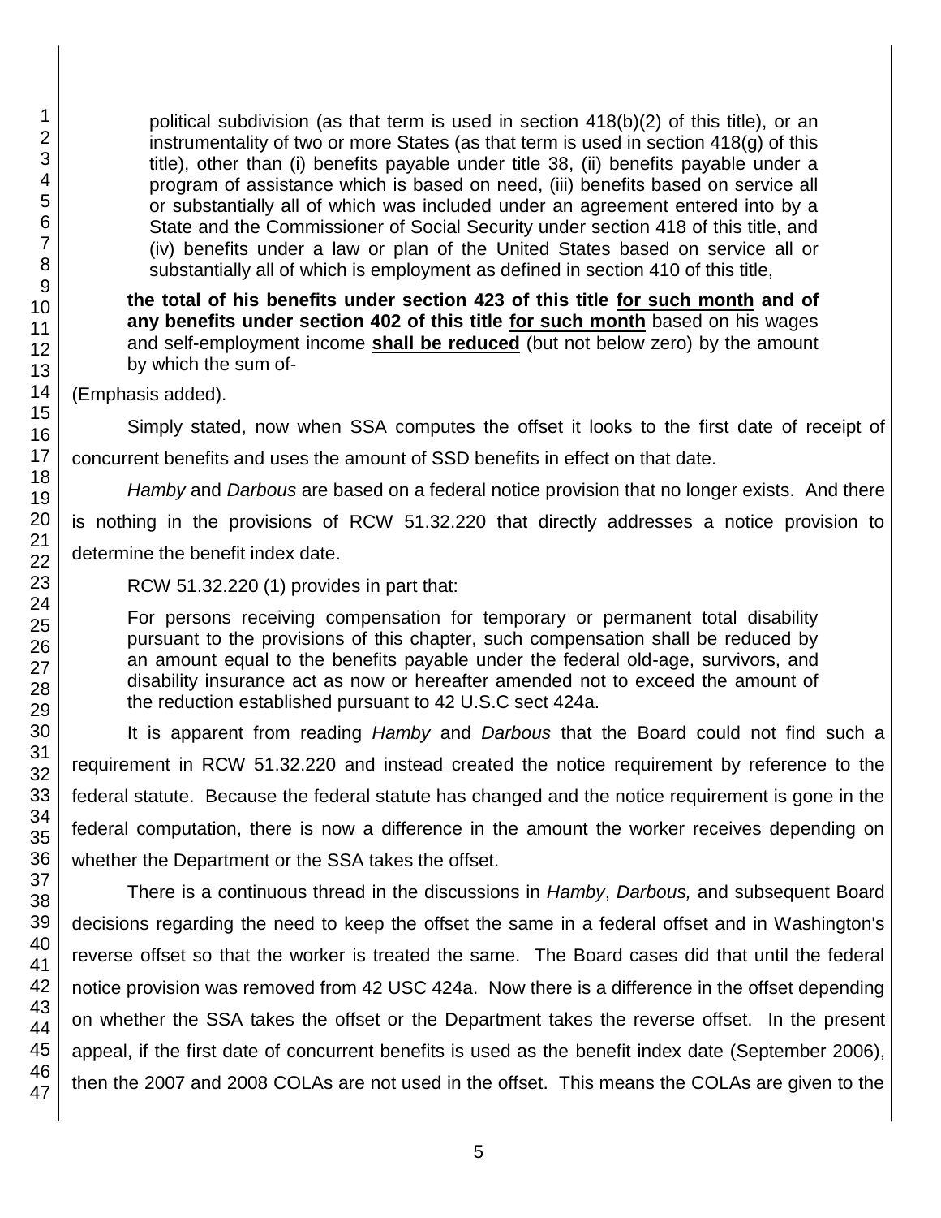> political subdivision (as that term is used in section 418(b)(2) of this title), or an instrumentality of two or more States (as that term is used in section 418(g) of this title), other than (i) benefits payable under title 38, (ii) benefits payable under a program of assistance which is based on need, (iii) benefits based on service all or substantially all of which was included under an agreement entered into by a State and the Commissioner of Social Security under section 418 of this title, and (iv) benefits under a law or plan of the United States based on service all or substantially all of which is employment as defined in section 410 of this title,
>
> **the total of his benefits under section 423 of this title <u>for such month</u> and of any benefits under section 402 of this title <u>for such month</u>** based on his wages and self-employment income **<u>shall be reduced</u>** (but not below zero) by the amount by which the sum of-

(Emphasis added).

Simply stated, now when SSA computes the offset it looks to the first date of receipt of concurrent benefits and uses the amount of SSD benefits in effect on that date.

*Hamby* and *Darbous* are based on a federal notice provision that no longer exists. And there is nothing in the provisions of RCW 51.32.220 that directly addresses a notice provision to determine the benefit index date.

RCW 51.32.220 (1) provides in part that:

> For persons receiving compensation for temporary or permanent total disability pursuant to the provisions of this chapter, such compensation shall be reduced by an amount equal to the benefits payable under the federal old-age, survivors, and disability insurance act as now or hereafter amended not to exceed the amount of the reduction established pursuant to 42 U.S.C sect 424a.

It is apparent from reading *Hamby* and *Darbous* that the Board could not find such a requirement in RCW 51.32.220 and instead created the notice requirement by reference to the federal statute. Because the federal statute has changed and the notice requirement is gone in the federal computation, there is now a difference in the amount the worker receives depending on whether the Department or the SSA takes the offset.

There is a continuous thread in the discussions in *Hamby*, *Darbous,* and subsequent Board decisions regarding the need to keep the offset the same in a federal offset and in Washington's reverse offset so that the worker is treated the same. The Board cases did that until the federal notice provision was removed from 42 USC 424a. Now there is a difference in the offset depending on whether the SSA takes the offset or the Department takes the reverse offset. In the present appeal, if the first date of concurrent benefits is used as the benefit index date (September 2006), then the 2007 and 2008 COLAs are not used in the offset. This means the COLAs are given to the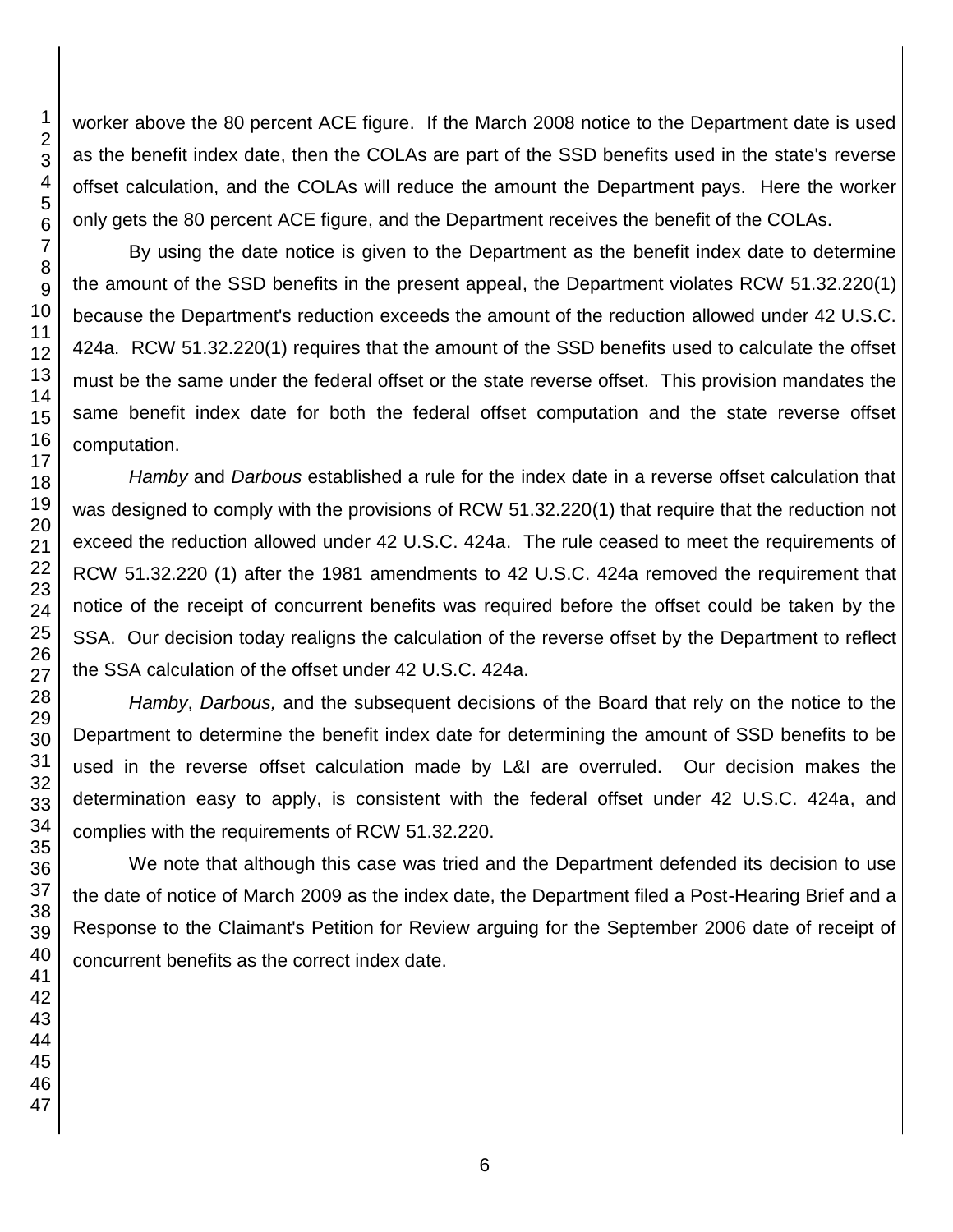worker above the 80 percent ACE figure. If the March 2008 notice to the Department date is used as the benefit index date, then the COLAs are part of the SSD benefits used in the state's reverse offset calculation, and the COLAs will reduce the amount the Department pays. Here the worker only gets the 80 percent ACE figure, and the Department receives the benefit of the COLAs.

By using the date notice is given to the Department as the benefit index date to determine the amount of the SSD benefits in the present appeal, the Department violates RCW 51.32.220(1) because the Department's reduction exceeds the amount of the reduction allowed under 42 U.S.C. 424a. RCW 51.32.220(1) requires that the amount of the SSD benefits used to calculate the offset must be the same under the federal offset or the state reverse offset. This provision mandates the same benefit index date for both the federal offset computation and the state reverse offset computation.

*Hamby* and *Darbous* established a rule for the index date in a reverse offset calculation that was designed to comply with the provisions of RCW 51.32.220(1) that require that the reduction not exceed the reduction allowed under 42 U.S.C. 424a. The rule ceased to meet the requirements of RCW 51.32.220 (1) after the 1981 amendments to 42 U.S.C. 424a removed the requirement that notice of the receipt of concurrent benefits was required before the offset could be taken by the SSA. Our decision today realigns the calculation of the reverse offset by the Department to reflect the SSA calculation of the offset under 42 U.S.C. 424a.

*Hamby*, *Darbous,* and the subsequent decisions of the Board that rely on the notice to the Department to determine the benefit index date for determining the amount of SSD benefits to be used in the reverse offset calculation made by L&I are overruled. Our decision makes the determination easy to apply, is consistent with the federal offset under 42 U.S.C. 424a, and complies with the requirements of RCW 51.32.220.

We note that although this case was tried and the Department defended its decision to use the date of notice of March 2009 as the index date, the Department filed a Post-Hearing Brief and a Response to the Claimant's Petition for Review arguing for the September 2006 date of receipt of concurrent benefits as the correct index date.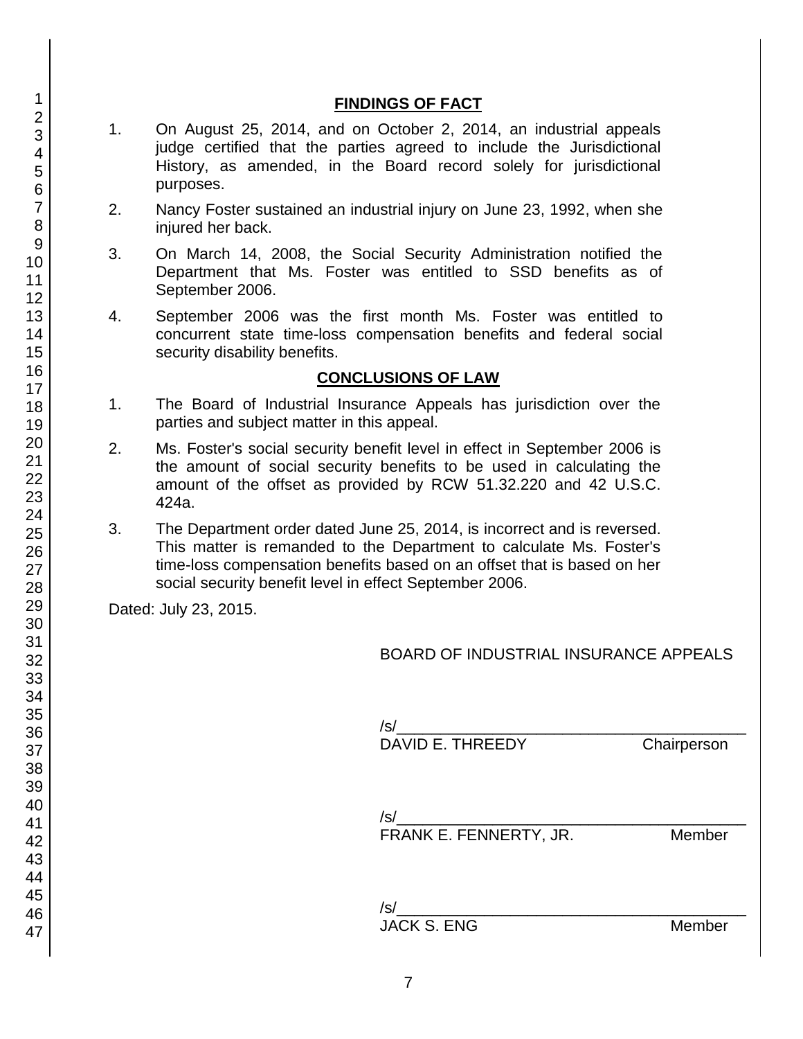## FINDINGS OF FACT

1. On August 25, 2014, and on October 2, 2014, an industrial appeals judge certified that the parties agreed to include the Jurisdictional History, as amended, in the Board record solely for jurisdictional purposes.

2. Nancy Foster sustained an industrial injury on June 23, 1992, when she injured her back.

3. On March 14, 2008, the Social Security Administration notified the Department that Ms. Foster was entitled to SSD benefits as of September 2006.

4. September 2006 was the first month Ms. Foster was entitled to concurrent state time-loss compensation benefits and federal social security disability benefits.

## CONCLUSIONS OF LAW

1. The Board of Industrial Insurance Appeals has jurisdiction over the parties and subject matter in this appeal.

2. Ms. Foster's social security benefit level in effect in September 2006 is the amount of social security benefits to be used in calculating the amount of the offset as provided by RCW 51.32.220 and 42 U.S.C. 424a.

3. The Department order dated June 25, 2014, is incorrect and is reversed. This matter is remanded to the Department to calculate Ms. Foster's time-loss compensation benefits based on an offset that is based on her social security benefit level in effect September 2006.

Dated: July 23, 2015.

BOARD OF INDUSTRIAL INSURANCE APPEALS

/s/
DAVID E. THREEDY Chairperson

/s/
FRANK E. FENNERTY, JR. Member

/s/
JACK S. ENG Member